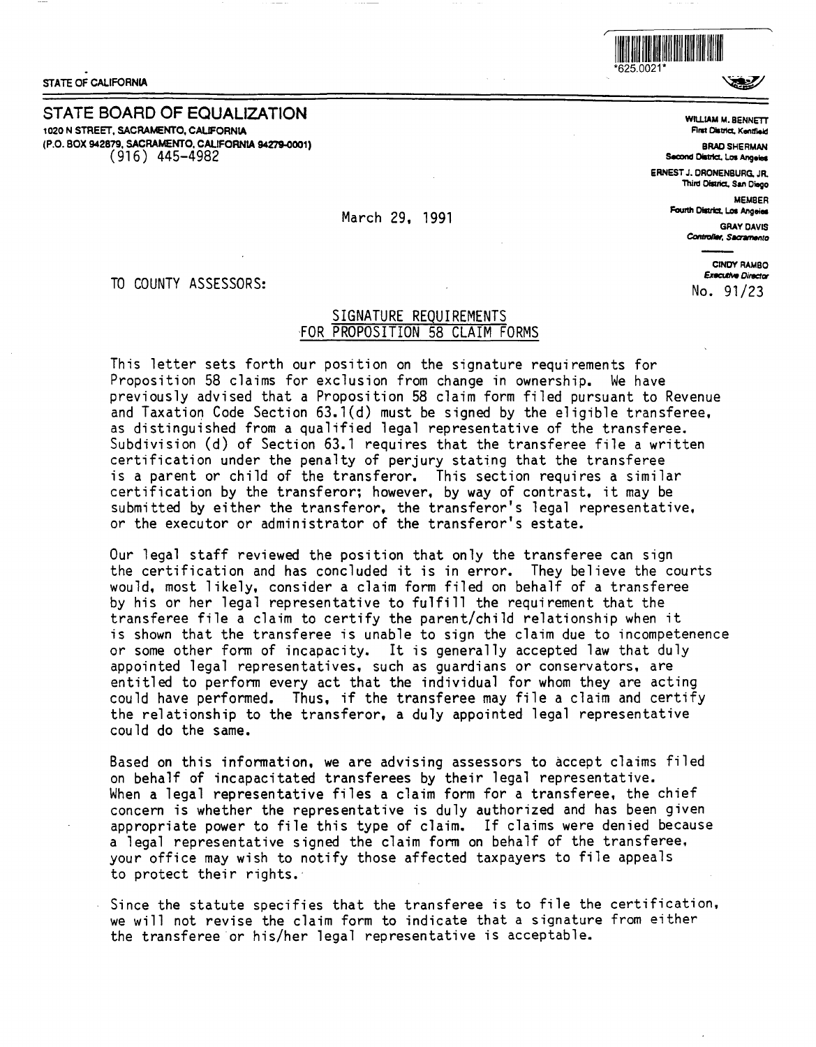STATE OF CALIFORNIA

*625.0021*

## STATE BOARD OF EQUALIZATION

1020 N STREET, SACRAMENTO, CALIFORNIA
(P.O. BOX 942879, SACRAMENTO, CALIFORNIA 94279-0001)
(916) 445-4982

WILLIAM M. BENNETT
First District, Kentfield

BRAD SHERMAN
Second District, Los Angeles

ERNEST J. DRONENBURG, JR.
Third District, San Diego

MEMBER
Fourth District, Los Angeles

GRAY DAVIS
Controller, Sacramento

CINDY RAMBO
Executive Director

March 29, 1991

No. 91/23

TO COUNTY ASSESSORS:

### SIGNATURE REQUIREMENTS FOR PROPOSITION 58 CLAIM FORMS

This letter sets forth our position on the signature requirements for Proposition 58 claims for exclusion from change in ownership. We have previously advised that a Proposition 58 claim form filed pursuant to Revenue and Taxation Code Section 63.1(d) must be signed by the eligible transferee, as distinguished from a qualified legal representative of the transferee. Subdivision (d) of Section 63.1 requires that the transferee file a written certification under the penalty of perjury stating that the transferee is a parent or child of the transferor. This section requires a similar certification by the transferor; however, by way of contrast, it may be submitted by either the transferor, the transferor's legal representative, or the executor or administrator of the transferor's estate.

Our legal staff reviewed the position that only the transferee can sign the certification and has concluded it is in error. They believe the courts would, most likely, consider a claim form filed on behalf of a transferee by his or her legal representative to fulfill the requirement that the transferee file a claim to certify the parent/child relationship when it is shown that the transferee is unable to sign the claim due to incompetenence or some other form of incapacity. It is generally accepted law that duly appointed legal representatives, such as guardians or conservators, are entitled to perform every act that the individual for whom they are acting could have performed. Thus, if the transferee may file a claim and certify the relationship to the transferor, a duly appointed legal representative could do the same.

Based on this information, we are advising assessors to accept claims filed on behalf of incapacitated transferees by their legal representative. When a legal representative files a claim form for a transferee, the chief concern is whether the representative is duly authorized and has been given appropriate power to file this type of claim. If claims were denied because a legal representative signed the claim form on behalf of the transferee, your office may wish to notify those affected taxpayers to file appeals to protect their rights.

Since the statute specifies that the transferee is to file the certification, we will not revise the claim form to indicate that a signature from either the transferee or his/her legal representative is acceptable.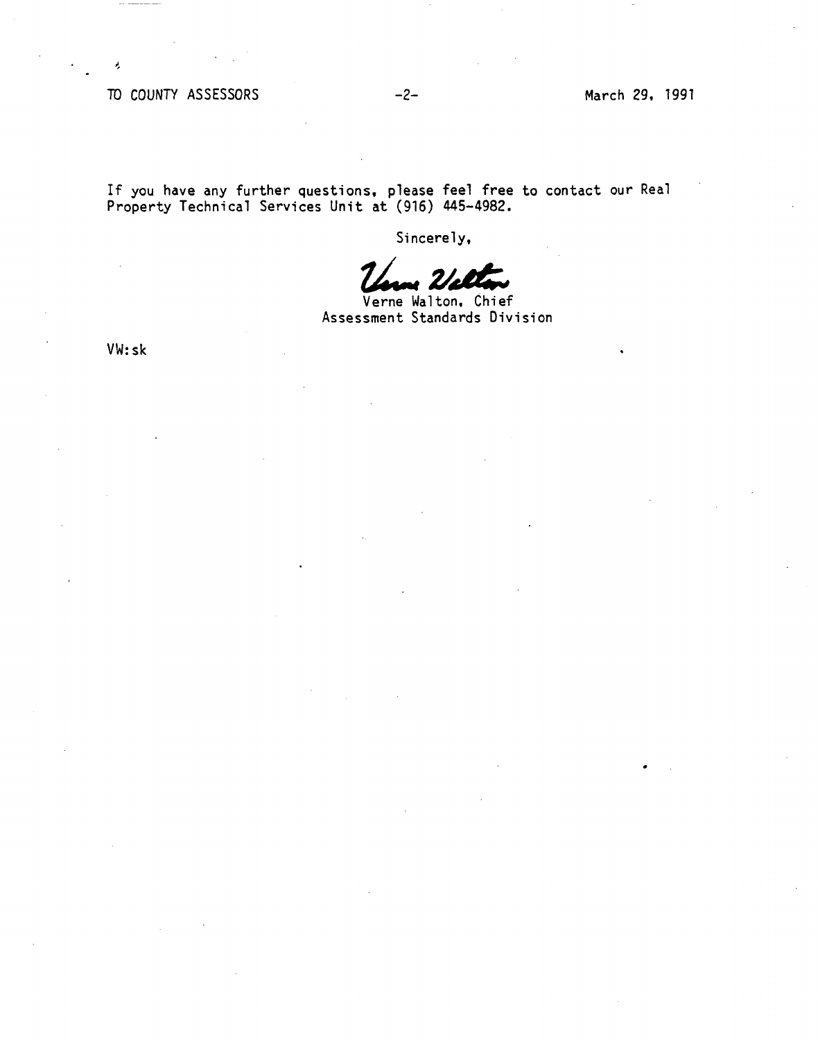If you have any further questions, please feel free to contact our Real Property Technical Services Unit at (916) 445-4982.

Sincerely,

Verne Walton, Chief
Assessment Standards Division

VW:sk